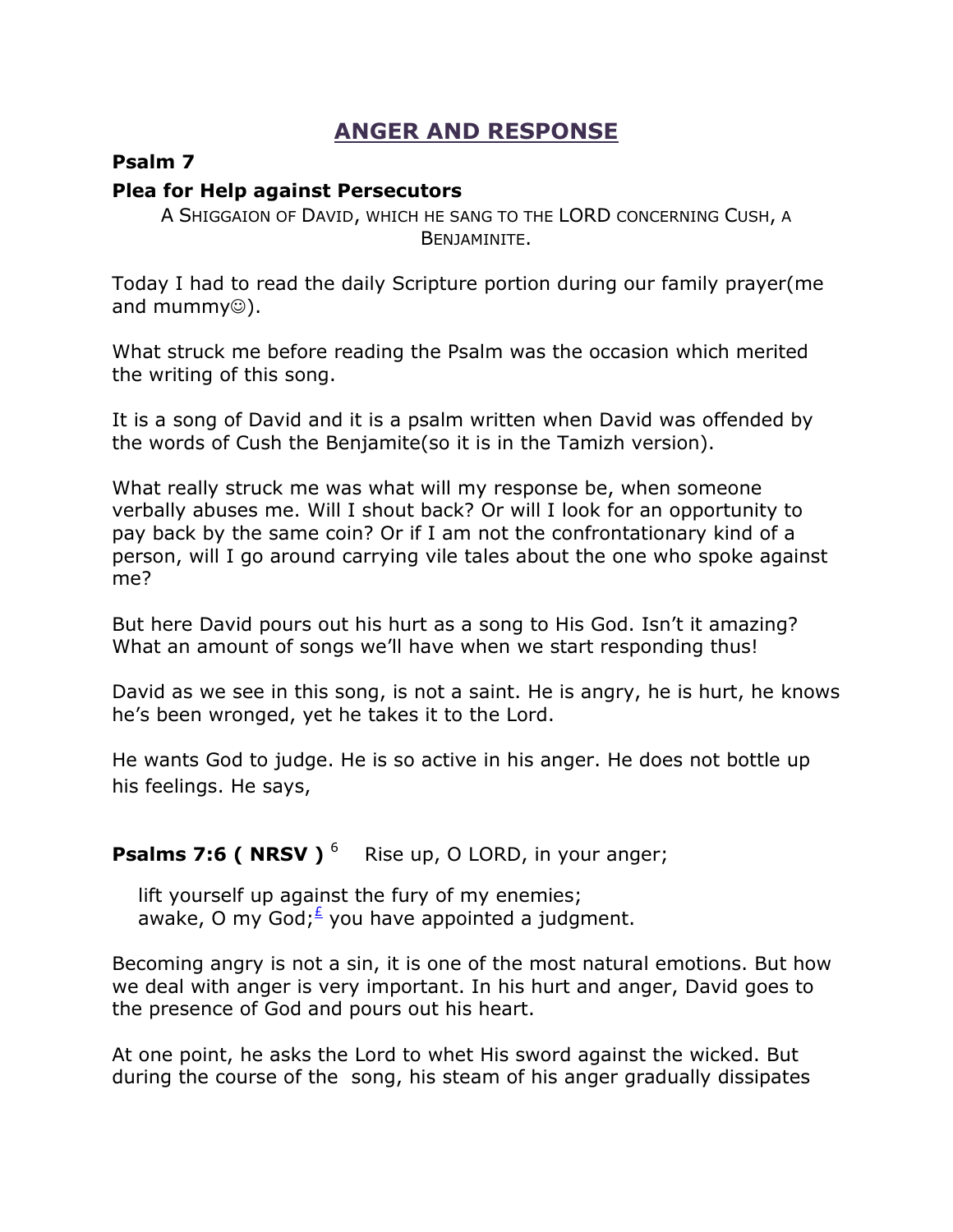# ANGER AND RESPONSE

**Psalm 7**

**Plea for Help against Persecutors**

A SHIGGAION OF DAVID, WHICH HE SANG TO THE LORD CONCERNING CUSH, A BENJAMINITE.

Today I had to read the daily Scripture portion during our family prayer(me and mummy☺).

What struck me before reading the Psalm was the occasion which merited the writing of this song.

It is a song of David and it is a psalm written when David was offended by the words of Cush the Benjamite(so it is in the Tamizh version).

What really struck me was what will my response be, when someone verbally abuses me. Will I shout back? Or will I look for an opportunity to pay back by the same coin? Or if I am not the confrontationary kind of a person, will I go around carrying vile tales about the one who spoke against me?

But here David pours out his hurt as a song to His God. Isn't it amazing? What an amount of songs we'll have when we start responding thus!

David as we see in this song, is not a saint. He is angry, he is hurt, he knows he's been wronged, yet he takes it to the Lord.

He wants God to judge. He is so active in his anger. He does not bottle up his feelings. He says,

**Psalms 7:6 ( NRSV )** [6] Rise up, O LORD, in your anger;

lift yourself up against the fury of my enemies;
awake, O my God;[£] you have appointed a judgment.

Becoming angry is not a sin, it is one of the most natural emotions. But how we deal with anger is very important. In his hurt and anger, David goes to the presence of God and pours out his heart.

At one point, he asks the Lord to whet His sword against the wicked. But during the course of the song, his steam of his anger gradually dissipates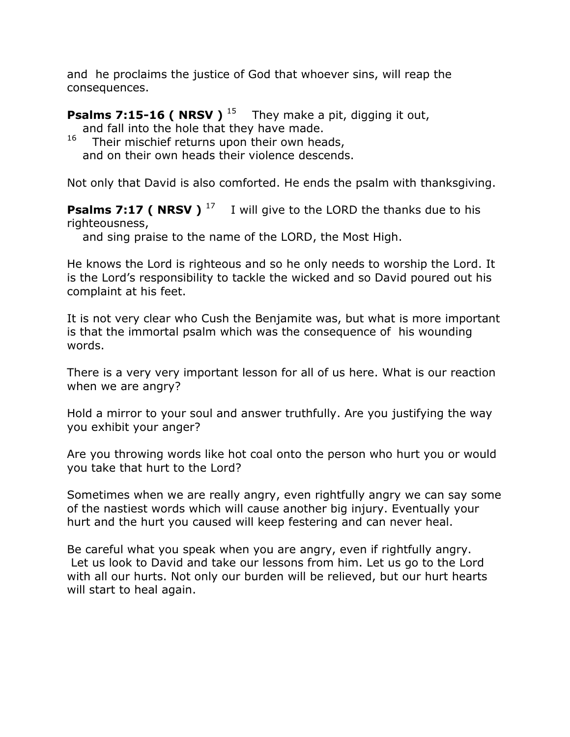and he proclaims the justice of God that whoever sins, will reap the consequences.

**Psalms 7:15-16 ( NRSV )** [15] They make a pit, digging it out,
and fall into the hole that they have made.
[16] Their mischief returns upon their own heads,
and on their own heads their violence descends.

Not only that David is also comforted. He ends the psalm with thanksgiving.

**Psalms 7:17 ( NRSV )** [17] I will give to the LORD the thanks due to his righteousness,
and sing praise to the name of the LORD, the Most High.

He knows the Lord is righteous and so he only needs to worship the Lord. It is the Lord's responsibility to tackle the wicked and so David poured out his complaint at his feet.

It is not very clear who Cush the Benjamite was, but what is more important is that the immortal psalm which was the consequence of his wounding words.

There is a very very important lesson for all of us here. What is our reaction when we are angry?

Hold a mirror to your soul and answer truthfully. Are you justifying the way you exhibit your anger?

Are you throwing words like hot coal onto the person who hurt you or would you take that hurt to the Lord?

Sometimes when we are really angry, even rightfully angry we can say some of the nastiest words which will cause another big injury. Eventually your hurt and the hurt you caused will keep festering and can never heal.

Be careful what you speak when you are angry, even if rightfully angry.
Let us look to David and take our lessons from him. Let us go to the Lord with all our hurts. Not only our burden will be relieved, but our hurt hearts will start to heal again.